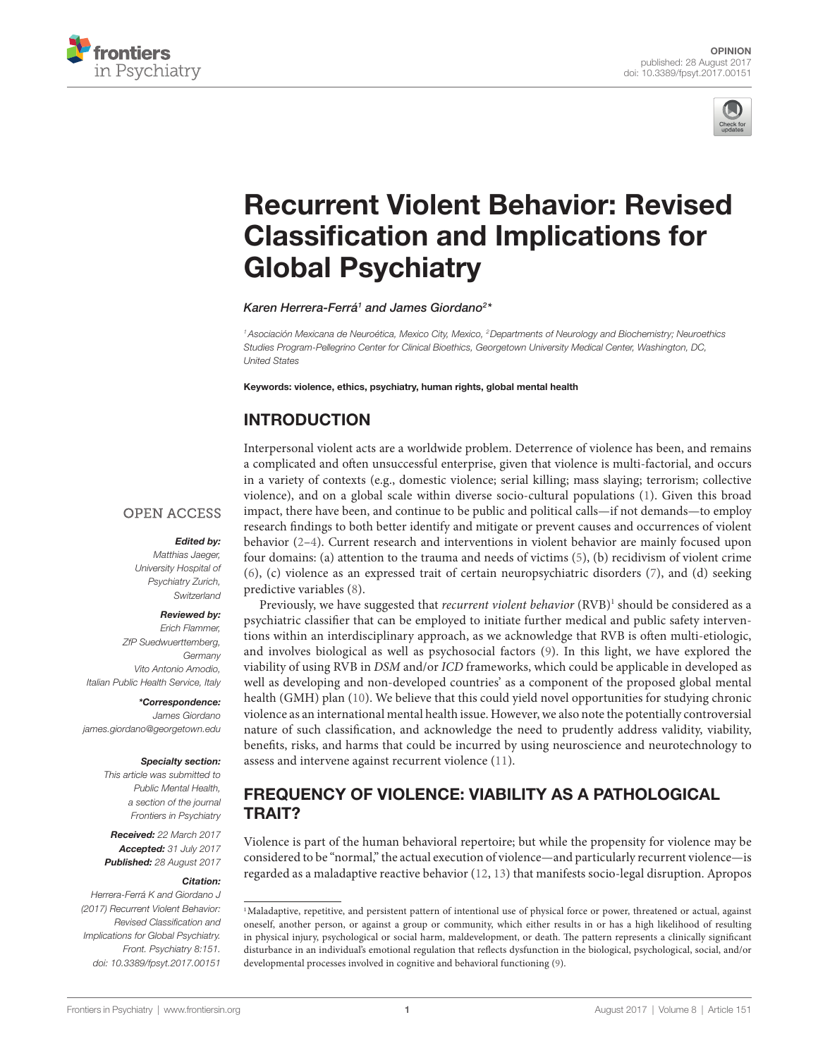OPINION
published: 28 August 2017
doi: 10.3389/fpsyt.2017.00151

# Recurrent Violent Behavior: Revised Classification and Implications for Global Psychiatry

*Karen Herrera-Ferrá[1] and James Giordano[2]\**

[1] Asociación Mexicana de Neuroética, Mexico City, Mexico, [2] Departments of Neurology and Biochemistry; Neuroethics Studies Program-Pellegrino Center for Clinical Bioethics, Georgetown University Medical Center, Washington, DC, United States

**Keywords: violence, ethics, psychiatry, human rights, global mental health**

OPEN ACCESS

***Edited by:***
Matthias Jaeger,
University Hospital of Psychiatry Zurich, Switzerland

***Reviewed by:***
Erich Flammer,
ZfP Suedwuerttemberg, Germany
Vito Antonio Amodio,
Italian Public Health Service, Italy

***\*Correspondence:***
James Giordano
james.giordano@georgetown.edu

***Specialty section:***
This article was submitted to Public Mental Health, a section of the journal Frontiers in Psychiatry

***Received:*** 22 March 2017
***Accepted:*** 31 July 2017
***Published:*** 28 August 2017

***Citation:***
Herrera-Ferrá K and Giordano J (2017) Recurrent Violent Behavior: Revised Classification and Implications for Global Psychiatry. Front. Psychiatry 8:151. doi: 10.3389/fpsyt.2017.00151

## INTRODUCTION

Interpersonal violent acts are a worldwide problem. Deterrence of violence has been, and remains a complicated and often unsuccessful enterprise, given that violence is multi-factorial, and occurs in a variety of contexts (e.g., domestic violence; serial killing; mass slaying; terrorism; collective violence), and on a global scale within diverse socio-cultural populations (1). Given this broad impact, there have been, and continue to be public and political calls—if not demands—to employ research findings to both better identify and mitigate or prevent causes and occurrences of violent behavior (2–4). Current research and interventions in violent behavior are mainly focused upon four domains: (a) attention to the trauma and needs of victims (5), (b) recidivism of violent crime (6), (c) violence as an expressed trait of certain neuropsychiatric disorders (7), and (d) seeking predictive variables (8).

Previously, we have suggested that *recurrent violent behavior* (RVB)[1] should be considered as a psychiatric classifier that can be employed to initiate further medical and public safety interventions within an interdisciplinary approach, as we acknowledge that RVB is often multi-etiologic, and involves biological as well as psychosocial factors (9). In this light, we have explored the viability of using RVB in *DSM* and/or *ICD* frameworks, which could be applicable in developed as well as developing and non-developed countries' as a component of the proposed global mental health (GMH) plan (10). We believe that this could yield novel opportunities for studying chronic violence as an international mental health issue. However, we also note the potentially controversial nature of such classification, and acknowledge the need to prudently address validity, viability, benefits, risks, and harms that could be incurred by using neuroscience and neurotechnology to assess and intervene against recurrent violence (11).

## FREQUENCY OF VIOLENCE: VIABILITY AS A PATHOLOGICAL TRAIT?

Violence is part of the human behavioral repertoire; but while the propensity for violence may be considered to be "normal," the actual execution of violence—and particularly recurrent violence—is regarded as a maladaptive reactive behavior (12, 13) that manifests socio-legal disruption. Apropos

[1] Maladaptive, repetitive, and persistent pattern of intentional use of physical force or power, threatened or actual, against oneself, another person, or against a group or community, which either results in or has a high likelihood of resulting in physical injury, psychological or social harm, maldevelopment, or death. The pattern represents a clinically significant disturbance in an individual's emotional regulation that reflects dysfunction in the biological, psychological, social, and/or developmental processes involved in cognitive and behavioral functioning (9).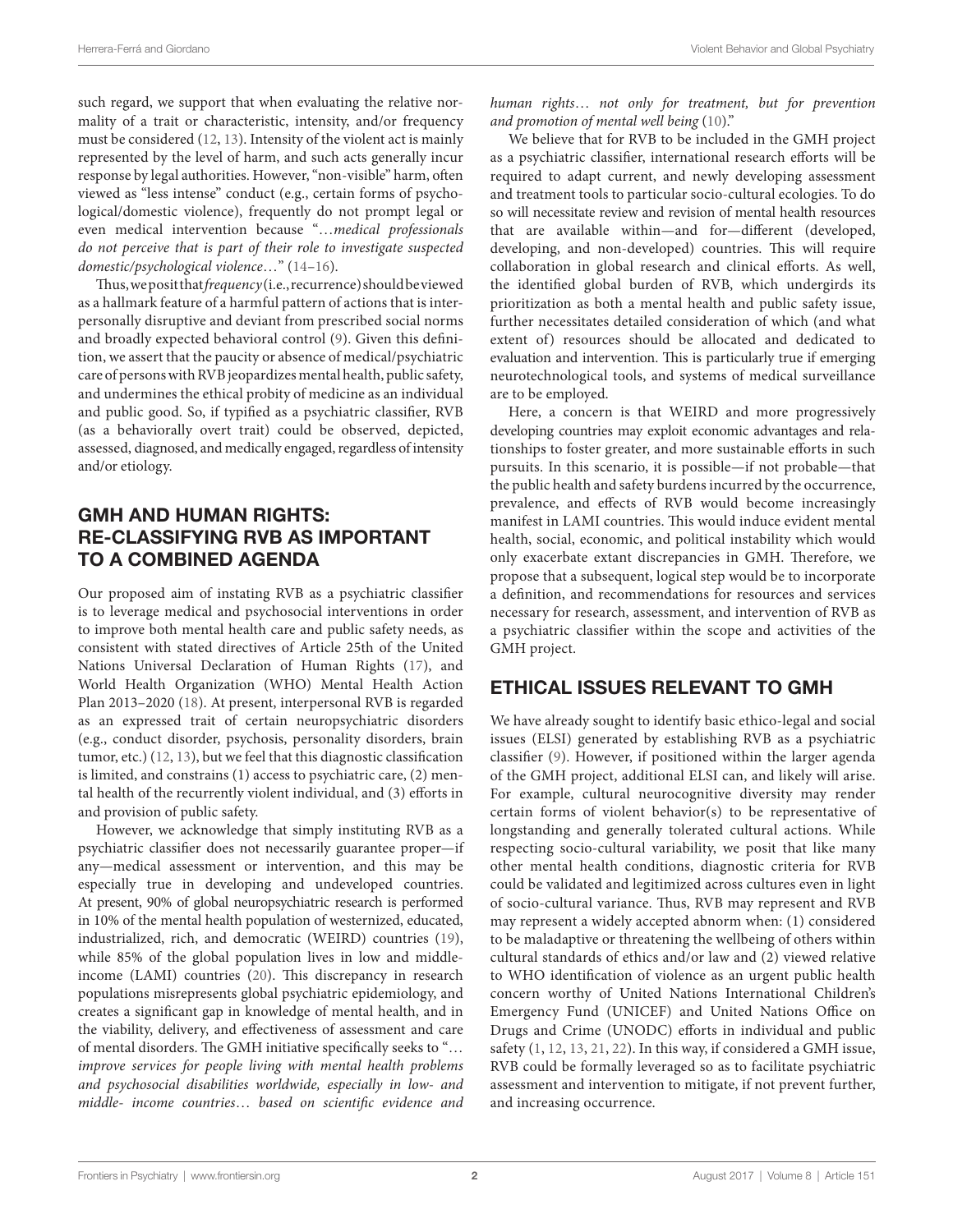such regard, we support that when evaluating the relative normality of a trait or characteristic, intensity, and/or frequency must be considered (12, 13). Intensity of the violent act is mainly represented by the level of harm, and such acts generally incur response by legal authorities. However, "non-visible" harm, often viewed as "less intense" conduct (e.g., certain forms of psychological/domestic violence), frequently do not prompt legal or even medical intervention because "…*medical professionals do not perceive that is part of their role to investigate suspected domestic/psychological violence*…" (14–16).

Thus, we posit that *frequency* (i.e., recurrence) should be viewed as a hallmark feature of a harmful pattern of actions that is interpersonally disruptive and deviant from prescribed social norms and broadly expected behavioral control (9). Given this definition, we assert that the paucity or absence of medical/psychiatric care of persons with RVB jeopardizes mental health, public safety, and undermines the ethical probity of medicine as an individual and public good. So, if typified as a psychiatric classifier, RVB (as a behaviorally overt trait) could be observed, depicted, assessed, diagnosed, and medically engaged, regardless of intensity and/or etiology.

## GMH AND HUMAN RIGHTS: RE-CLASSIFYING RVB AS IMPORTANT TO A COMBINED AGENDA

Our proposed aim of instating RVB as a psychiatric classifier is to leverage medical and psychosocial interventions in order to improve both mental health care and public safety needs, as consistent with stated directives of Article 25th of the United Nations Universal Declaration of Human Rights (17), and World Health Organization (WHO) Mental Health Action Plan 2013–2020 (18). At present, interpersonal RVB is regarded as an expressed trait of certain neuropsychiatric disorders (e.g., conduct disorder, psychosis, personality disorders, brain tumor, etc.) (12, 13), but we feel that this diagnostic classification is limited, and constrains (1) access to psychiatric care, (2) mental health of the recurrently violent individual, and (3) efforts in and provision of public safety.

However, we acknowledge that simply instituting RVB as a psychiatric classifier does not necessarily guarantee proper—if any—medical assessment or intervention, and this may be especially true in developing and undeveloped countries. At present, 90% of global neuropsychiatric research is performed in 10% of the mental health population of westernized, educated, industrialized, rich, and democratic (WEIRD) countries (19), while 85% of the global population lives in low and middle-income (LAMI) countries (20). This discrepancy in research populations misrepresents global psychiatric epidemiology, and creates a significant gap in knowledge of mental health, and in the viability, delivery, and effectiveness of assessment and care of mental disorders. The GMH initiative specifically seeks to "*… improve services for people living with mental health problems and psychosocial disabilities worldwide, especially in low- and middle- income countries… based on scientific evidence and human rights… not only for treatment, but for prevention and promotion of mental well being* (10)."

We believe that for RVB to be included in the GMH project as a psychiatric classifier, international research efforts will be required to adapt current, and newly developing assessment and treatment tools to particular socio-cultural ecologies. To do so will necessitate review and revision of mental health resources that are available within—and for—different (developed, developing, and non-developed) countries. This will require collaboration in global research and clinical efforts. As well, the identified global burden of RVB, which undergirds its prioritization as both a mental health and public safety issue, further necessitates detailed consideration of which (and what extent of) resources should be allocated and dedicated to evaluation and intervention. This is particularly true if emerging neurotechnological tools, and systems of medical surveillance are to be employed.

Here, a concern is that WEIRD and more progressively developing countries may exploit economic advantages and relationships to foster greater, and more sustainable efforts in such pursuits. In this scenario, it is possible—if not probable—that the public health and safety burdens incurred by the occurrence, prevalence, and effects of RVB would become increasingly manifest in LAMI countries. This would induce evident mental health, social, economic, and political instability which would only exacerbate extant discrepancies in GMH. Therefore, we propose that a subsequent, logical step would be to incorporate a definition, and recommendations for resources and services necessary for research, assessment, and intervention of RVB as a psychiatric classifier within the scope and activities of the GMH project.

## ETHICAL ISSUES RELEVANT TO GMH

We have already sought to identify basic ethico-legal and social issues (ELSI) generated by establishing RVB as a psychiatric classifier (9). However, if positioned within the larger agenda of the GMH project, additional ELSI can, and likely will arise. For example, cultural neurocognitive diversity may render certain forms of violent behavior(s) to be representative of longstanding and generally tolerated cultural actions. While respecting socio-cultural variability, we posit that like many other mental health conditions, diagnostic criteria for RVB could be validated and legitimized across cultures even in light of socio-cultural variance. Thus, RVB may represent and RVB may represent a widely accepted abnorm when: (1) considered to be maladaptive or threatening the wellbeing of others within cultural standards of ethics and/or law and (2) viewed relative to WHO identification of violence as an urgent public health concern worthy of United Nations International Children's Emergency Fund (UNICEF) and United Nations Office on Drugs and Crime (UNODC) efforts in individual and public safety (1, 12, 13, 21, 22). In this way, if considered a GMH issue, RVB could be formally leveraged so as to facilitate psychiatric assessment and intervention to mitigate, if not prevent further, and increasing occurrence.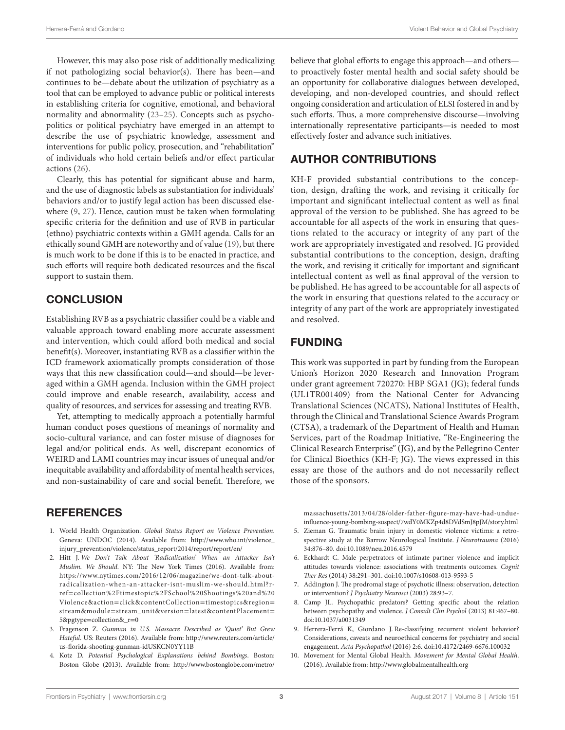However, this may also pose risk of additionally medicalizing if not pathologizing social behavior(s). There has been—and continues to be—debate about the utilization of psychiatry as a tool that can be employed to advance public or political interests in establishing criteria for cognitive, emotional, and behavioral normality and abnormality (23–25). Concepts such as psychopolitics or political psychiatry have emerged in an attempt to describe the use of psychiatric knowledge, assessment and interventions for public policy, prosecution, and "rehabilitation" of individuals who hold certain beliefs and/or effect particular actions (26).

Clearly, this has potential for significant abuse and harm, and the use of diagnostic labels as substantiation for individuals' behaviors and/or to justify legal action has been discussed elsewhere (9, 27). Hence, caution must be taken when formulating specific criteria for the definition and use of RVB in particular (ethno) psychiatric contexts within a GMH agenda. Calls for an ethically sound GMH are noteworthy and of value (19), but there is much work to be done if this is to be enacted in practice, and such efforts will require both dedicated resources and the fiscal support to sustain them.

## CONCLUSION

Establishing RVB as a psychiatric classifier could be a viable and valuable approach toward enabling more accurate assessment and intervention, which could afford both medical and social benefit(s). Moreover, instantiating RVB as a classifier within the ICD framework axiomatically prompts consideration of those ways that this new classification could—and should—be leveraged within a GMH agenda. Inclusion within the GMH project could improve and enable research, availability, access and quality of resources, and services for assessing and treating RVB.

Yet, attempting to medically approach a potentially harmful human conduct poses questions of meanings of normality and socio-cultural variance, and can foster misuse of diagnoses for legal and/or political ends. As well, discrepant economics of WEIRD and LAMI countries may incur issues of unequal and/or inequitable availability and affordability of mental health services, and non-sustainability of care and social benefit. Therefore, we believe that global efforts to engage this approach—and others—to proactively foster mental health and social safety should be an opportunity for collaborative dialogues between developed, developing, and non-developed countries, and should reflect ongoing consideration and articulation of ELSI fostered in and by such efforts. Thus, a more comprehensive discourse—involving internationally representative participants—is needed to most effectively foster and advance such initiatives.

## AUTHOR CONTRIBUTIONS

KH-F provided substantial contributions to the conception, design, drafting the work, and revising it critically for important and significant intellectual content as well as final approval of the version to be published. She has agreed to be accountable for all aspects of the work in ensuring that questions related to the accuracy or integrity of any part of the work are appropriately investigated and resolved. JG provided substantial contributions to the conception, design, drafting the work, and revising it critically for important and significant intellectual content as well as final approval of the version to be published. He has agreed to be accountable for all aspects of the work in ensuring that questions related to the accuracy or integrity of any part of the work are appropriately investigated and resolved.

## FUNDING

This work was supported in part by funding from the European Union's Horizon 2020 Research and Innovation Program under grant agreement 720270: HBP SGA1 (JG); federal funds (UL1TR001409) from the National Center for Advancing Translational Sciences (NCATS), National Institutes of Health, through the Clinical and Translational Science Awards Program (CTSA), a trademark of the Department of Health and Human Services, part of the Roadmap Initiative, "Re-Engineering the Clinical Research Enterprise" (JG), and by the Pellegrino Center for Clinical Bioethics (KH-F; JG). The views expressed in this essay are those of the authors and do not necessarily reflect those of the sponsors.

## REFERENCES

1. World Health Organization. *Global Status Report on Violence Prevention*. Geneva: UNDOC (2014). Available from: http://www.who.int/violence_injury_prevention/violence/status_report/2014/report/report/en/
2. Hitt J. *We Don't Talk About 'Radicalization' When an Attacker Isn't Muslim. We Should*. NY: The New York Times (2016). Available from: https://www.nytimes.com/2016/12/06/magazine/we-dont-talk-about-radicalization-when-an-attacker-isnt-muslim-we-should.html?rref=collection%2Ftimestopic%2FSchool%20Shootings%20and%20Violence&action=click&contentCollection=timestopics&region=stream&module=stream_unit&version=latest&contentPlacement=5&pgtype=collection&_r=0
3. Fragenson Z. *Gunman in U.S. Massacre Described as 'Quiet' But Grew Hateful*. US: Reuters (2016). Available from: http://www.reuters.com/article/us-florida-shooting-gunman-idUSKCN0YY11B
4. Kotz D. *Potential Psychological Explanations behind Bombings*. Boston: Boston Globe (2013). Available from: http://www.bostonglobe.com/metro/massachusetts/2013/04/28/older-father-figure-may-have-had-undue-influence-young-bombing-suspect/7wdY0MKZp4d8DVdSmJ8pJM/story.html
5. Zieman G. Traumatic brain injury in domestic violence victims: a retrospective study at the Barrow Neurological Institute. *J Neurotrauma* (2016) 34:876–80. doi:10.1089/neu.2016.4579
6. Eckhardt C. Male perpetrators of intimate partner violence and implicit attitudes towards violence: associations with treatments outcomes. *Cognit Ther Res* (2014) 38:291–301. doi:10.1007/s10608-013-9593-5
7. Addington J. The prodromal stage of psychotic illness: observation, detection or intervention? *J Psychiatry Neurosci* (2003) 28:93–7.
8. Camp JL. Psychopathic predators? Getting specific about the relation between psychopathy and violence. *J Consult Clin Psychol* (2013) 81:467–80. doi:10.1037/a0031349
9. Herrera-Ferrá K, Giordano J. Re-classifying recurrent violent behavior? Considerations, caveats and neuroethical concerns for psychiatry and social engagement. *Acta Psychopathol* (2016) 2:6. doi:10.4172/2469-6676.100032
10. Movement for Mental Global Health. *Movement for Mental Global Health*. (2016). Available from: http://www.globalmentalhealth.org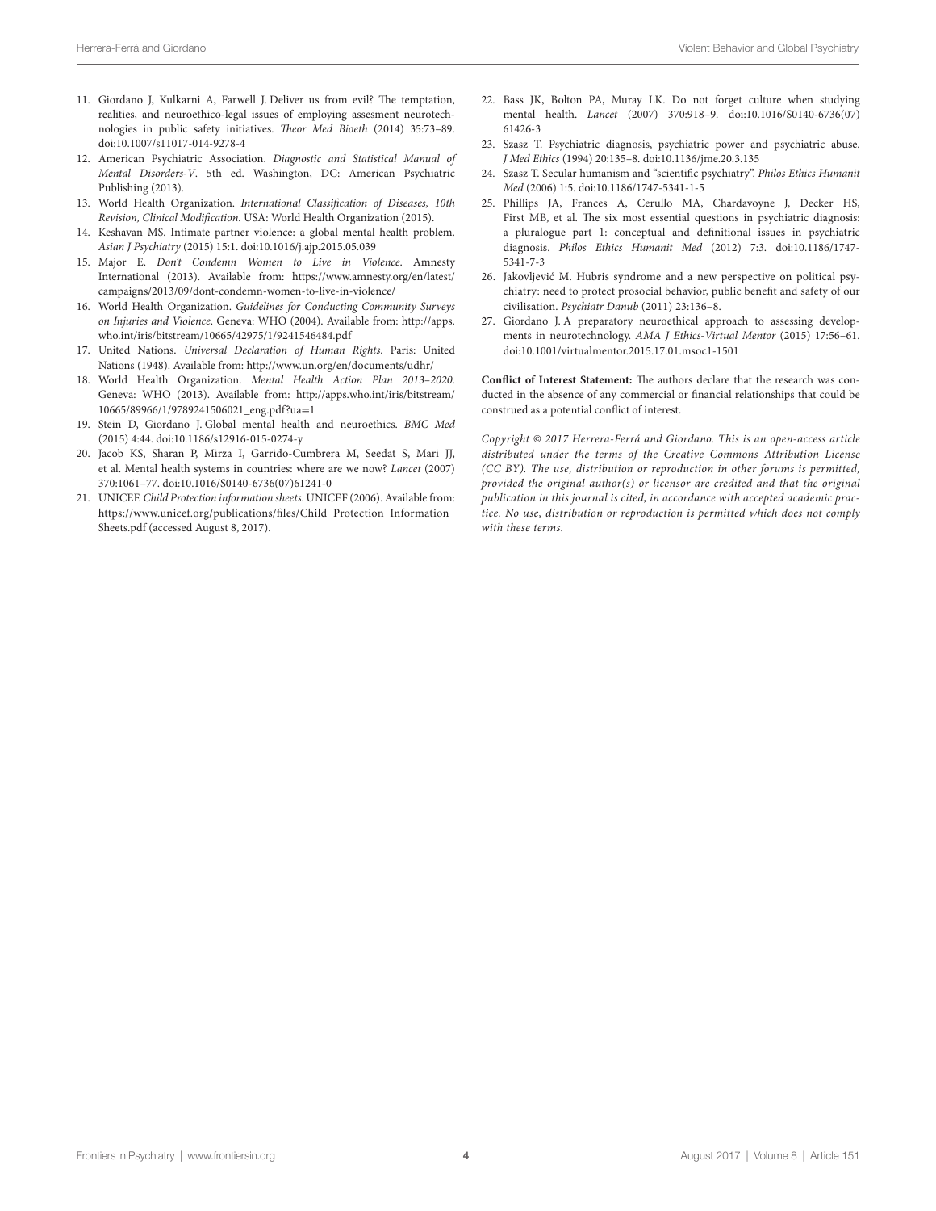11. Giordano J, Kulkarni A, Farwell J. Deliver us from evil? The temptation, realities, and neuroethico-legal issues of employing assesment neurotechnologies in public safety initiatives. *Theor Med Bioeth* (2014) 35:73–89. doi:10.1007/s11017-014-9278-4
12. American Psychiatric Association. *Diagnostic and Statistical Manual of Mental Disorders-V*. 5th ed. Washington, DC: American Psychiatric Publishing (2013).
13. World Health Organization. *International Classification of Diseases, 10th Revision, Clinical Modification*. USA: World Health Organization (2015).
14. Keshavan MS. Intimate partner violence: a global mental health problem. *Asian J Psychiatry* (2015) 15:1. doi:10.1016/j.ajp.2015.05.039
15. Major E. *Don't Condemn Women to Live in Violence*. Amnesty International (2013). Available from: https://www.amnesty.org/en/latest/campaigns/2013/09/dont-condemn-women-to-live-in-violence/
16. World Health Organization. *Guidelines for Conducting Community Surveys on Injuries and Violence*. Geneva: WHO (2004). Available from: http://apps.who.int/iris/bitstream/10665/42975/1/9241546484.pdf
17. United Nations. *Universal Declaration of Human Rights*. Paris: United Nations (1948). Available from: http://www.un.org/en/documents/udhr/
18. World Health Organization. *Mental Health Action Plan 2013–2020*. Geneva: WHO (2013). Available from: http://apps.who.int/iris/bitstream/10665/89966/1/9789241506021_eng.pdf?ua=1
19. Stein D, Giordano J. Global mental health and neuroethics. *BMC Med* (2015) 4:44. doi:10.1186/s12916-015-0274-y
20. Jacob KS, Sharan P, Mirza I, Garrido-Cumbrera M, Seedat S, Mari JJ, et al. Mental health systems in countries: where are we now? *Lancet* (2007) 370:1061–77. doi:10.1016/S0140-6736(07)61241-0
21. UNICEF. *Child Protection information sheets*. UNICEF (2006). Available from: https://www.unicef.org/publications/files/Child_Protection_Information_Sheets.pdf (accessed August 8, 2017).
22. Bass JK, Bolton PA, Muray LK. Do not forget culture when studying mental health. *Lancet* (2007) 370:918–9. doi:10.1016/S0140-6736(07)61426-3
23. Szasz T. Psychiatric diagnosis, psychiatric power and psychiatric abuse. *J Med Ethics* (1994) 20:135–8. doi:10.1136/jme.20.3.135
24. Szasz T. Secular humanism and "scientific psychiatry". *Philos Ethics Humanit Med* (2006) 1:5. doi:10.1186/1747-5341-1-5
25. Phillips JA, Frances A, Cerullo MA, Chardavoyne J, Decker HS, First MB, et al. The six most essential questions in psychiatric diagnosis: a pluralogue part 1: conceptual and definitional issues in psychiatric diagnosis. *Philos Ethics Humanit Med* (2012) 7:3. doi:10.1186/1747-5341-7-3
26. Jakovljević M. Hubris syndrome and a new perspective on political psychiatry: need to protect prosocial behavior, public benefit and safety of our civilisation. *Psychiatr Danub* (2011) 23:136–8.
27. Giordano J. A preparatory neuroethical approach to assessing developments in neurotechnology. *AMA J Ethics-Virtual Mentor* (2015) 17:56–61. doi:10.1001/virtualmentor.2015.17.01.msoc1-1501

**Conflict of Interest Statement:** The authors declare that the research was conducted in the absence of any commercial or financial relationships that could be construed as a potential conflict of interest.

*Copyright © 2017 Herrera-Ferrá and Giordano. This is an open-access article distributed under the terms of the Creative Commons Attribution License (CC BY). The use, distribution or reproduction in other forums is permitted, provided the original author(s) or licensor are credited and that the original publication in this journal is cited, in accordance with accepted academic practice. No use, distribution or reproduction is permitted which does not comply with these terms.*